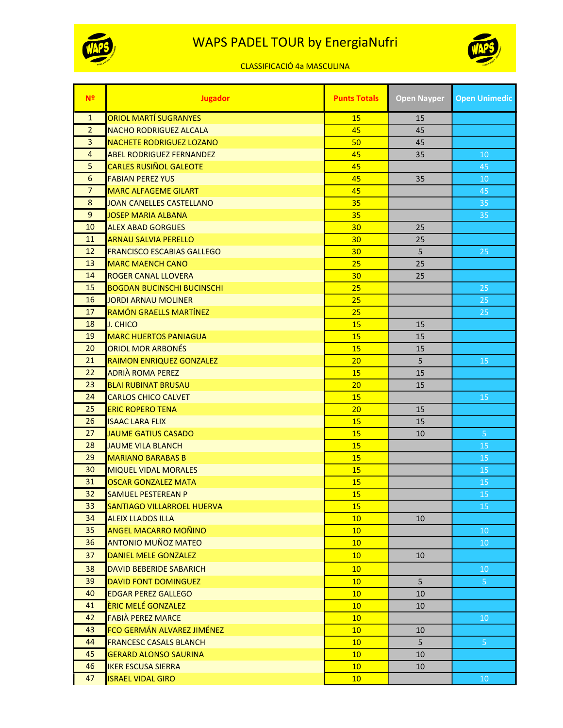# WAPS PADEL TOUR by EnergiaNufri

CLASSIFICACIÓ 4a MASCULINA

| Nº | Jugador | Punts Totals | Open Nayper | Open Unimedic |
|---|---|---|---|---|
| 1 | ORIOL MARTÍ SUGRANYES | 15 | 15 | |
| 2 | NACHO RODRIGUEZ ALCALA | 45 | 45 | |
| 3 | NACHETE RODRIGUEZ LOZANO | 50 | 45 | |
| 4 | ABEL RODRIGUEZ FERNANDEZ | 45 | 35 | 10 |
| 5 | CARLES RUSIÑOL GALEOTE | 45 | | 45 |
| 6 | FABIAN PEREZ YUS | 45 | 35 | 10 |
| 7 | MARC ALFAGEME GILART | 45 | | 45 |
| 8 | JOAN CANELLES CASTELLANO | 35 | | 35 |
| 9 | JOSEP MARIA ALBANA | 35 | | 35 |
| 10 | ALEX ABAD GORGUES | 30 | 25 | |
| 11 | ARNAU SALVIA PERELLO | 30 | 25 | |
| 12 | FRANCISCO ESCABIAS GALLEGO | 30 | 5 | 25 |
| 13 | MARC MAENCH CANO | 25 | 25 | |
| 14 | ROGER CANAL LLOVERA | 30 | 25 | |
| 15 | BOGDAN BUCINSCHI BUCINSCHI | 25 | | 25 |
| 16 | JORDI ARNAU MOLINER | 25 | | 25 |
| 17 | RAMÓN GRAELLS MARTÍNEZ | 25 | | 25 |
| 18 | J. CHICO | 15 | 15 | |
| 19 | MARC HUERTOS PANIAGUA | 15 | 15 | |
| 20 | ORIOL MOR ARBONÉS | 15 | 15 | |
| 21 | RAIMON ENRIQUEZ GONZALEZ | 20 | 5 | 15 |
| 22 | ADRIÀ ROMA PEREZ | 15 | 15 | |
| 23 | BLAI RUBINAT BRUSAU | 20 | 15 | |
| 24 | CARLOS CHICO CALVET | 15 | | 15 |
| 25 | ERIC ROPERO TENA | 20 | 15 | |
| 26 | ISAAC LARA FLIX | 15 | 15 | |
| 27 | JAUME GATIUS CASADO | 15 | 10 | 5 |
| 28 | JAUME VILA BLANCH | 15 | | 15 |
| 29 | MARIANO BARABAS B | 15 | | 15 |
| 30 | MIQUEL VIDAL MORALES | 15 | | 15 |
| 31 | OSCAR GONZALEZ MATA | 15 | | 15 |
| 32 | SAMUEL PESTEREAN P | 15 | | 15 |
| 33 | SANTIAGO VILLARROEL HUERVA | 15 | | 15 |
| 34 | ALEIX LLADOS ILLA | 10 | 10 | |
| 35 | ANGEL MACARRO MOÑINO | 10 | | 10 |
| 36 | ANTONIO MUÑOZ MATEO | 10 | | 10 |
| 37 | DANIEL MELE GONZALEZ | 10 | 10 | |
| 38 | DAVID BEBERIDE SABARICH | 10 | | 10 |
| 39 | DAVID FONT DOMINGUEZ | 10 | 5 | 5 |
| 40 | EDGAR PEREZ GALLEGO | 10 | 10 | |
| 41 | ÈRIC MELÉ GONZALEZ | 10 | 10 | |
| 42 | FABIÀ PEREZ MARCE | 10 | | 10 |
| 43 | FCO GERMÁN ALVAREZ JIMÉNEZ | 10 | 10 | |
| 44 | FRANCESC CASALS BLANCH | 10 | 5 | 5 |
| 45 | GERARD ALONSO SAURINA | 10 | 10 | |
| 46 | IKER ESCUSA SIERRA | 10 | 10 | |
| 47 | ISRAEL VIDAL GIRO | 10 | | 10 |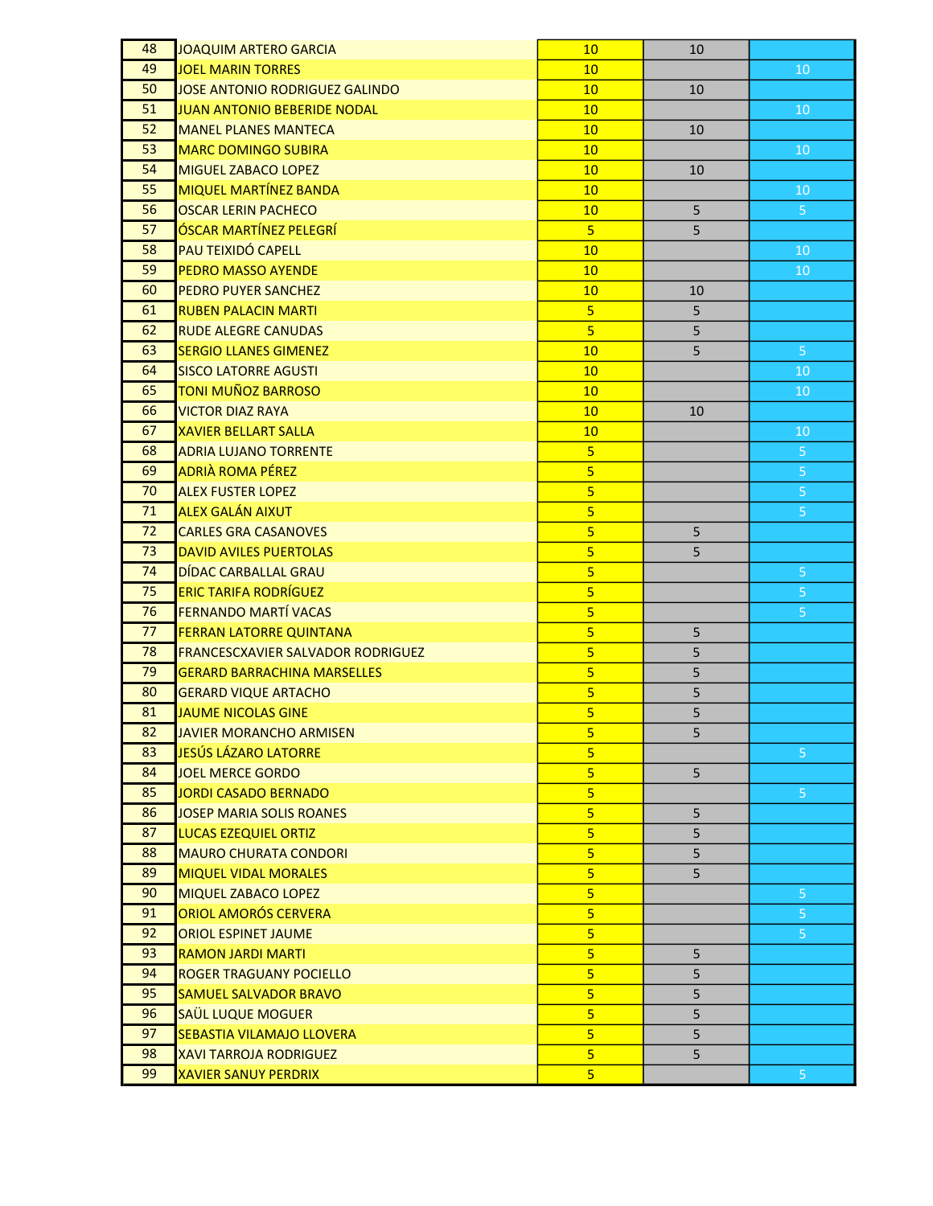| | | | | |
|---|---|---|---|---|
| 48 | JOAQUIM ARTERO GARCIA | 10 | 10 | |
| 49 | JOEL MARIN TORRES | 10 | | 10 |
| 50 | JOSE ANTONIO RODRIGUEZ GALINDO | 10 | 10 | |
| 51 | JUAN ANTONIO BEBERIDE NODAL | 10 | | 10 |
| 52 | MANEL PLANES MANTECA | 10 | 10 | |
| 53 | MARC DOMINGO SUBIRA | 10 | | 10 |
| 54 | MIGUEL ZABACO LOPEZ | 10 | 10 | |
| 55 | MIQUEL MARTÍNEZ BANDA | 10 | | 10 |
| 56 | OSCAR LERIN PACHECO | 10 | 5 | 5 |
| 57 | ÓSCAR MARTÍNEZ PELEGRÍ | 5 | 5 | |
| 58 | PAU TEIXIDÓ CAPELL | 10 | | 10 |
| 59 | PEDRO MASSO AYENDE | 10 | | 10 |
| 60 | PEDRO PUYER SANCHEZ | 10 | 10 | |
| 61 | RUBEN PALACIN MARTI | 5 | 5 | |
| 62 | RUDE ALEGRE CANUDAS | 5 | 5 | |
| 63 | SERGIO LLANES GIMENEZ | 10 | 5 | 5 |
| 64 | SISCO LATORRE AGUSTI | 10 | | 10 |
| 65 | TONI MUÑOZ BARROSO | 10 | | 10 |
| 66 | VICTOR DIAZ RAYA | 10 | 10 | |
| 67 | XAVIER BELLART SALLA | 10 | | 10 |
| 68 | ADRIA LUJANO TORRENTE | 5 | | 5 |
| 69 | ADRIÀ ROMA PÉREZ | 5 | | 5 |
| 70 | ALEX FUSTER LOPEZ | 5 | | 5 |
| 71 | ALEX GALÁN AIXUT | 5 | | 5 |
| 72 | CARLES GRA CASANOVES | 5 | 5 | |
| 73 | DAVID AVILES PUERTOLAS | 5 | 5 | |
| 74 | DÍDAC CARBALLAL GRAU | 5 | | 5 |
| 75 | ERIC TARIFA RODRÍGUEZ | 5 | | 5 |
| 76 | FERNANDO MARTÍ VACAS | 5 | | 5 |
| 77 | FERRAN LATORRE QUINTANA | 5 | 5 | |
| 78 | FRANCESCXAVIER SALVADOR RODRIGUEZ | 5 | 5 | |
| 79 | GERARD BARRACHINA MARSELLES | 5 | 5 | |
| 80 | GERARD VIQUE ARTACHO | 5 | 5 | |
| 81 | JAUME NICOLAS GINE | 5 | 5 | |
| 82 | JAVIER MORANCHO ARMISEN | 5 | 5 | |
| 83 | JESÚS LÁZARO LATORRE | 5 | | 5 |
| 84 | JOEL MERCE GORDO | 5 | 5 | |
| 85 | JORDI CASADO BERNADO | 5 | | 5 |
| 86 | JOSEP MARIA SOLIS ROANES | 5 | 5 | |
| 87 | LUCAS EZEQUIEL ORTIZ | 5 | 5 | |
| 88 | MAURO CHURATA CONDORI | 5 | 5 | |
| 89 | MIQUEL VIDAL MORALES | 5 | 5 | |
| 90 | MIQUEL ZABACO LOPEZ | 5 | | 5 |
| 91 | ORIOL AMORÓS CERVERA | 5 | | 5 |
| 92 | ORIOL ESPINET JAUME | 5 | | 5 |
| 93 | RAMON JARDI MARTI | 5 | 5 | |
| 94 | ROGER TRAGUANY POCIELLO | 5 | 5 | |
| 95 | SAMUEL SALVADOR BRAVO | 5 | 5 | |
| 96 | SAÜL LUQUE MOGUER | 5 | 5 | |
| 97 | SEBASTIA VILAMAJO LLOVERA | 5 | 5 | |
| 98 | XAVI TARROJA RODRIGUEZ | 5 | 5 | |
| 99 | XAVIER SANUY PERDRIX | 5 | | 5 |